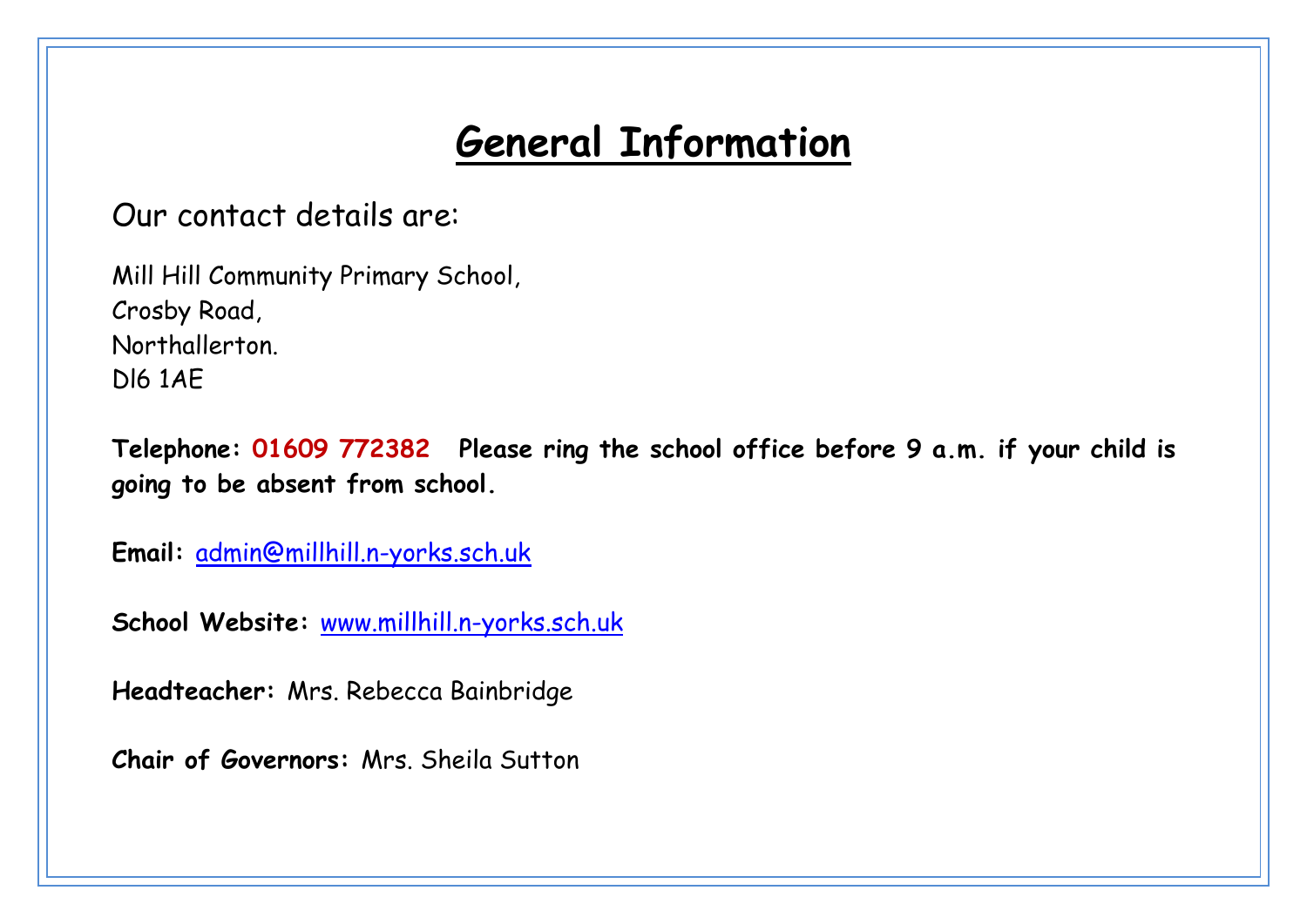# General Information

Our contact details are:

Mill Hill Community Primary School,
Crosby Road,
Northallerton.
Dl6 1AE

**Telephone: 01609 772382 Please ring the school office before 9 a.m. if your child is going to be absent from school.**

**Email:** admin@millhill.n-yorks.sch.uk

**School Website:** www.millhill.n-yorks.sch.uk

**Headteacher:** Mrs. Rebecca Bainbridge

**Chair of Governors:** Mrs. Sheila Sutton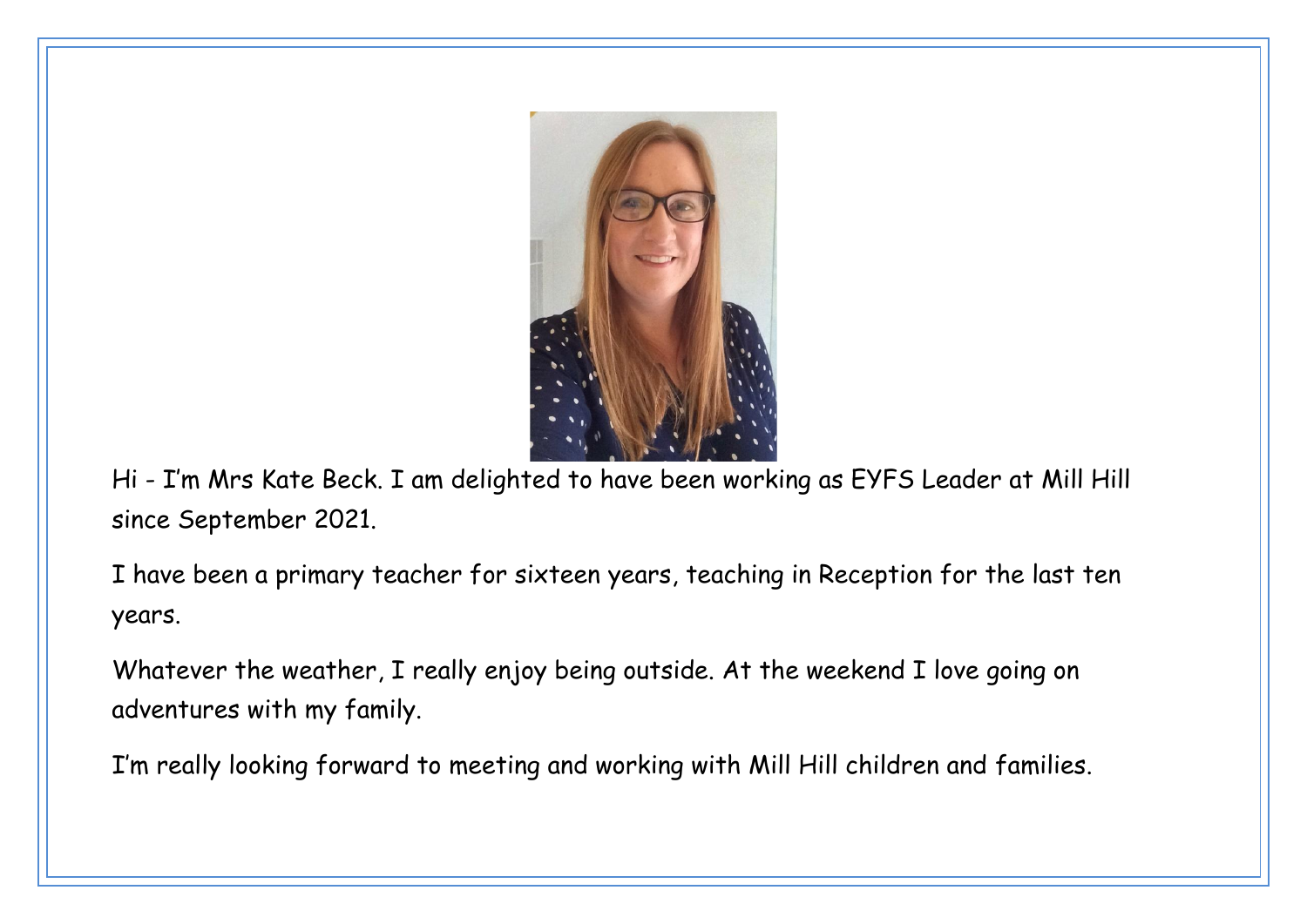Hi - I'm Mrs Kate Beck. I am delighted to have been working as EYFS Leader at Mill Hill since September 2021.

I have been a primary teacher for sixteen years, teaching in Reception for the last ten years.

Whatever the weather, I really enjoy being outside. At the weekend I love going on adventures with my family.

I'm really looking forward to meeting and working with Mill Hill children and families.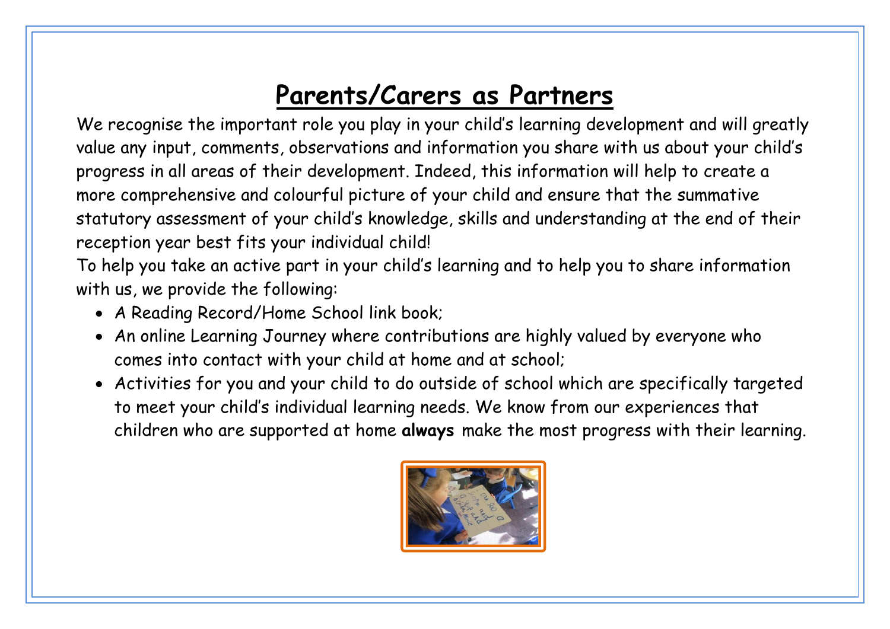# Parents/Carers as Partners

We recognise the important role you play in your child's learning development and will greatly value any input, comments, observations and information you share with us about your child's progress in all areas of their development. Indeed, this information will help to create a more comprehensive and colourful picture of your child and ensure that the summative statutory assessment of your child's knowledge, skills and understanding at the end of their reception year best fits your individual child!

To help you take an active part in your child's learning and to help you to share information with us, we provide the following:

- A Reading Record/Home School link book;
- An online Learning Journey where contributions are highly valued by everyone who comes into contact with your child at home and at school;
- Activities for you and your child to do outside of school which are specifically targeted to meet your child's individual learning needs. We know from our experiences that children who are supported at home **always** make the most progress with their learning.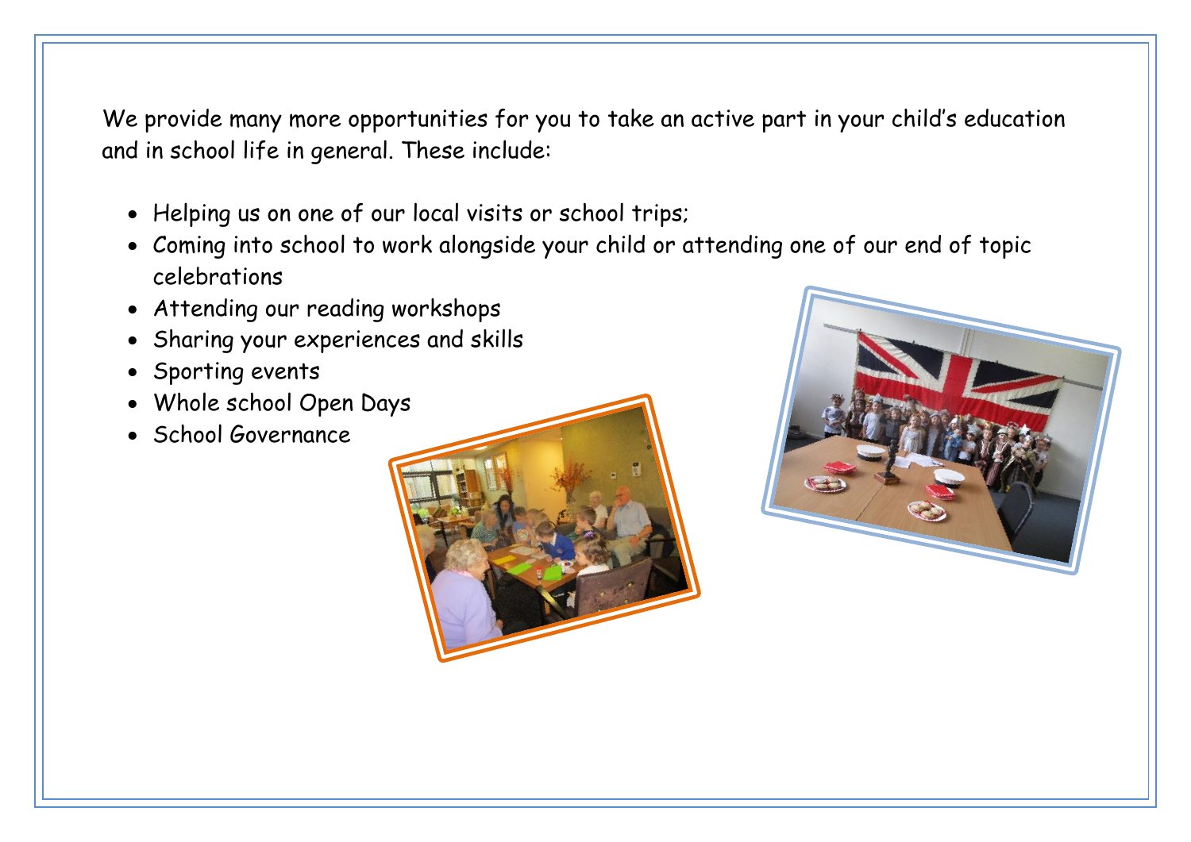We provide many more opportunities for you to take an active part in your child's education and in school life in general. These include:

- Helping us on one of our local visits or school trips;
- Coming into school to work alongside your child or attending one of our end of topic celebrations
- Attending our reading workshops
- Sharing your experiences and skills
- Sporting events
- Whole school Open Days
- School Governance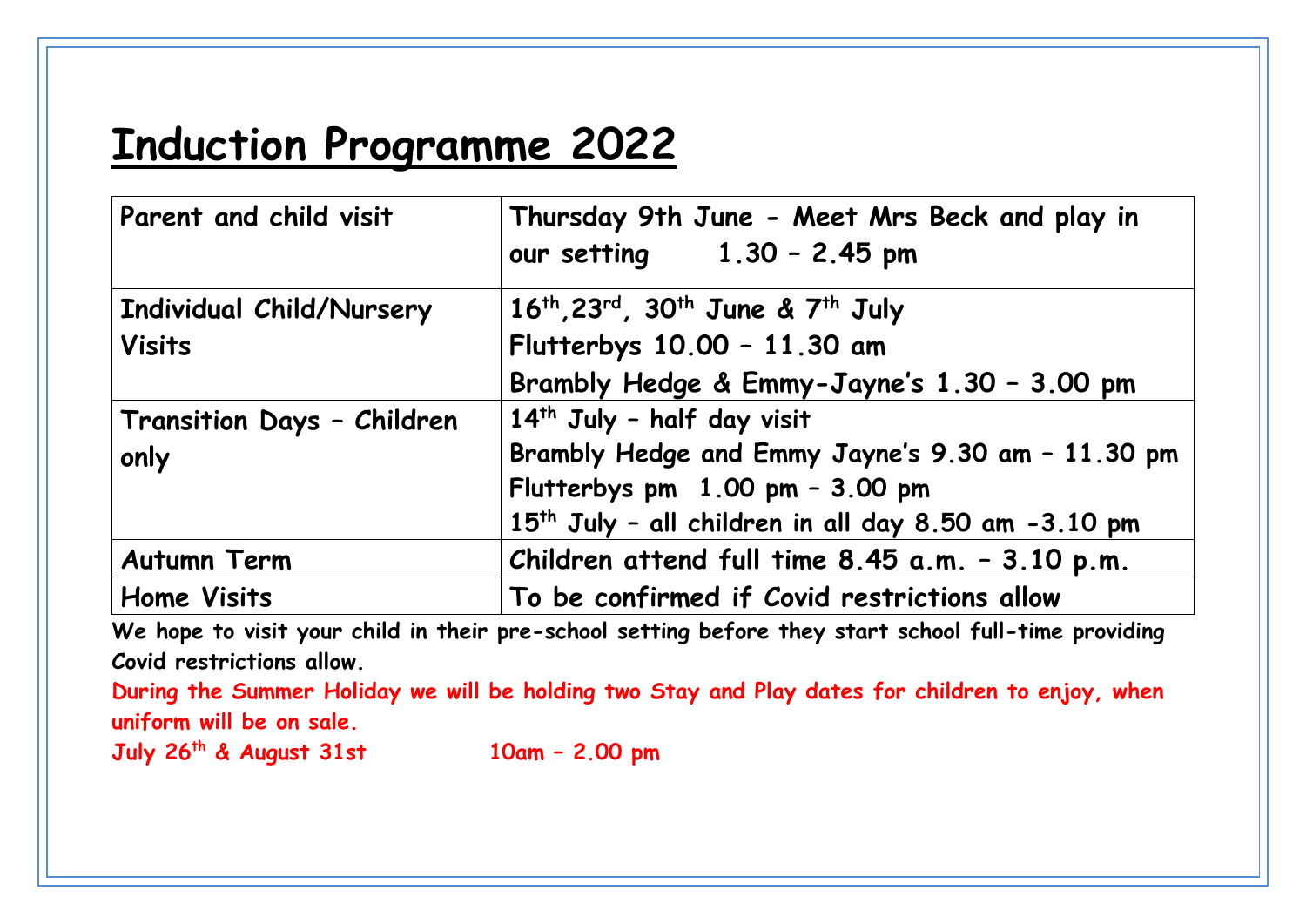# Induction Programme 2022

| | |
|---|---|
| **Parent and child visit** | **Thursday 9th June - Meet Mrs Beck and play in our setting 1.30 – 2.45 pm** |
| **Individual Child/Nursery Visits** | **16th, 23rd, 30th June & 7th July**<br>**Flutterbys 10.00 – 11.30 am**<br>**Brambly Hedge & Emmy-Jayne's 1.30 – 3.00 pm** |
| **Transition Days – Children only** | **14th July – half day visit**<br>**Brambly Hedge and Emmy Jayne's 9.30 am – 11.30 pm**<br>**Flutterbys pm 1.00 pm – 3.00 pm**<br>**15th July – all children in all day 8.50 am -3.10 pm** |
| **Autumn Term** | **Children attend full time 8.45 a.m. – 3.10 p.m.** |
| **Home Visits** | **To be confirmed if Covid restrictions allow** |

**We hope to visit your child in their pre-school setting before they start school full-time providing Covid restrictions allow.**

**During the Summer Holiday we will be holding two Stay and Play dates for children to enjoy, when uniform will be on sale.**

**July 26th & August 31st 10am – 2.00 pm**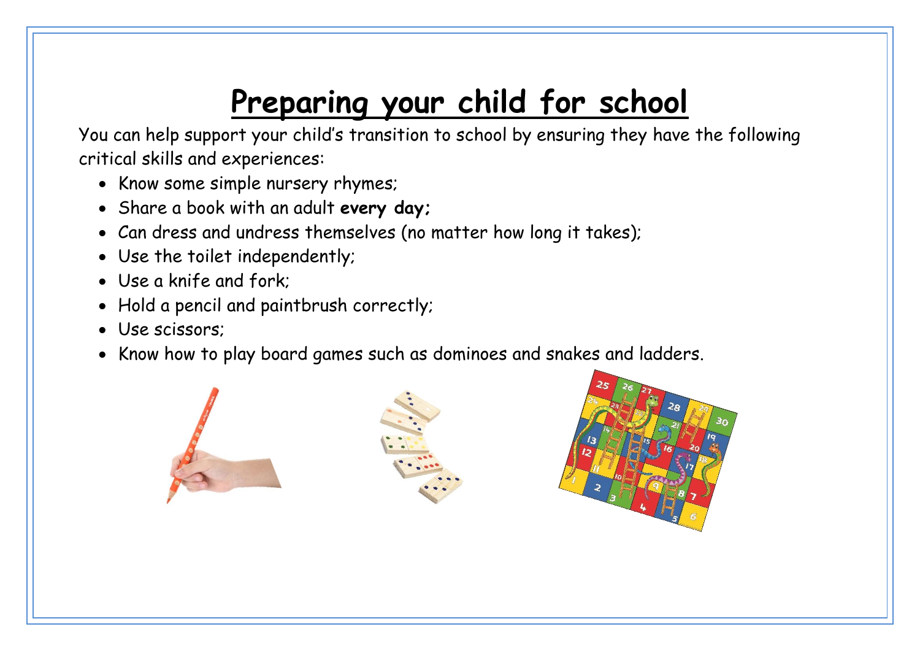# Preparing your child for school

You can help support your child's transition to school by ensuring they have the following critical skills and experiences:

- Know some simple nursery rhymes;
- Share a book with an adult **every day;**
- Can dress and undress themselves (no matter how long it takes);
- Use the toilet independently;
- Use a knife and fork;
- Hold a pencil and paintbrush correctly;
- Use scissors;
- Know how to play board games such as dominoes and snakes and ladders.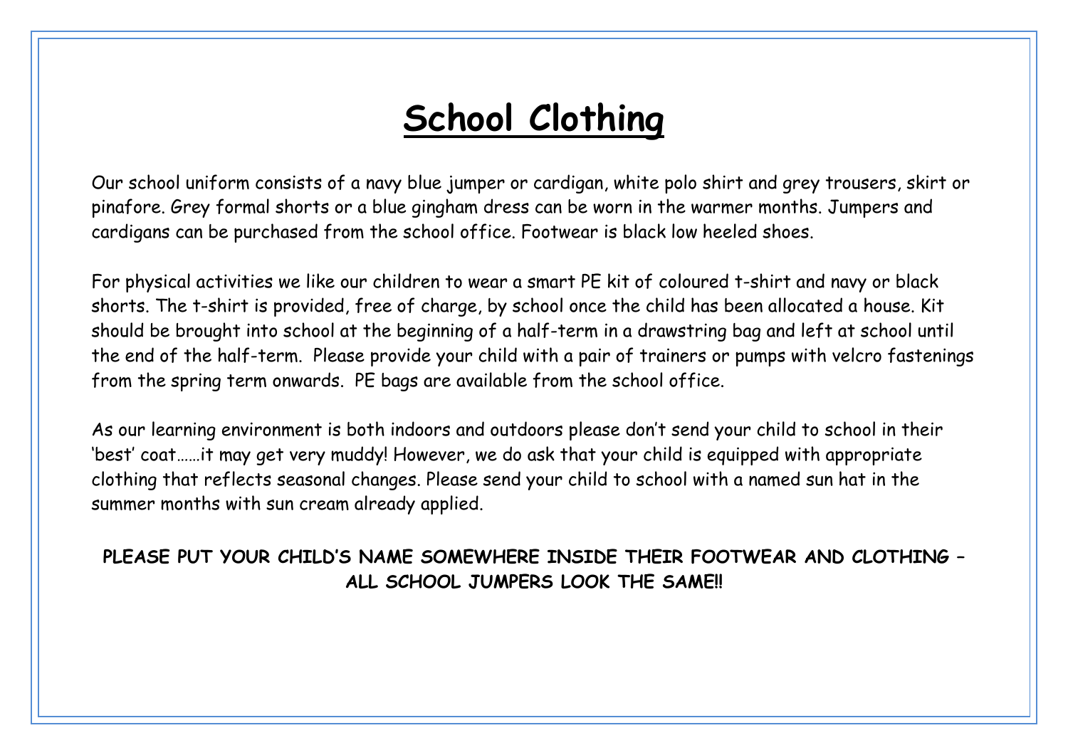# School Clothing

Our school uniform consists of a navy blue jumper or cardigan, white polo shirt and grey trousers, skirt or pinafore. Grey formal shorts or a blue gingham dress can be worn in the warmer months. Jumpers and cardigans can be purchased from the school office. Footwear is black low heeled shoes.

For physical activities we like our children to wear a smart PE kit of coloured t-shirt and navy or black shorts. The t-shirt is provided, free of charge, by school once the child has been allocated a house. Kit should be brought into school at the beginning of a half-term in a drawstring bag and left at school until the end of the half-term. Please provide your child with a pair of trainers or pumps with velcro fastenings from the spring term onwards. PE bags are available from the school office.

As our learning environment is both indoors and outdoors please don't send your child to school in their 'best' coat……it may get very muddy! However, we do ask that your child is equipped with appropriate clothing that reflects seasonal changes. Please send your child to school with a named sun hat in the summer months with sun cream already applied.

**PLEASE PUT YOUR CHILD'S NAME SOMEWHERE INSIDE THEIR FOOTWEAR AND CLOTHING – ALL SCHOOL JUMPERS LOOK THE SAME!!**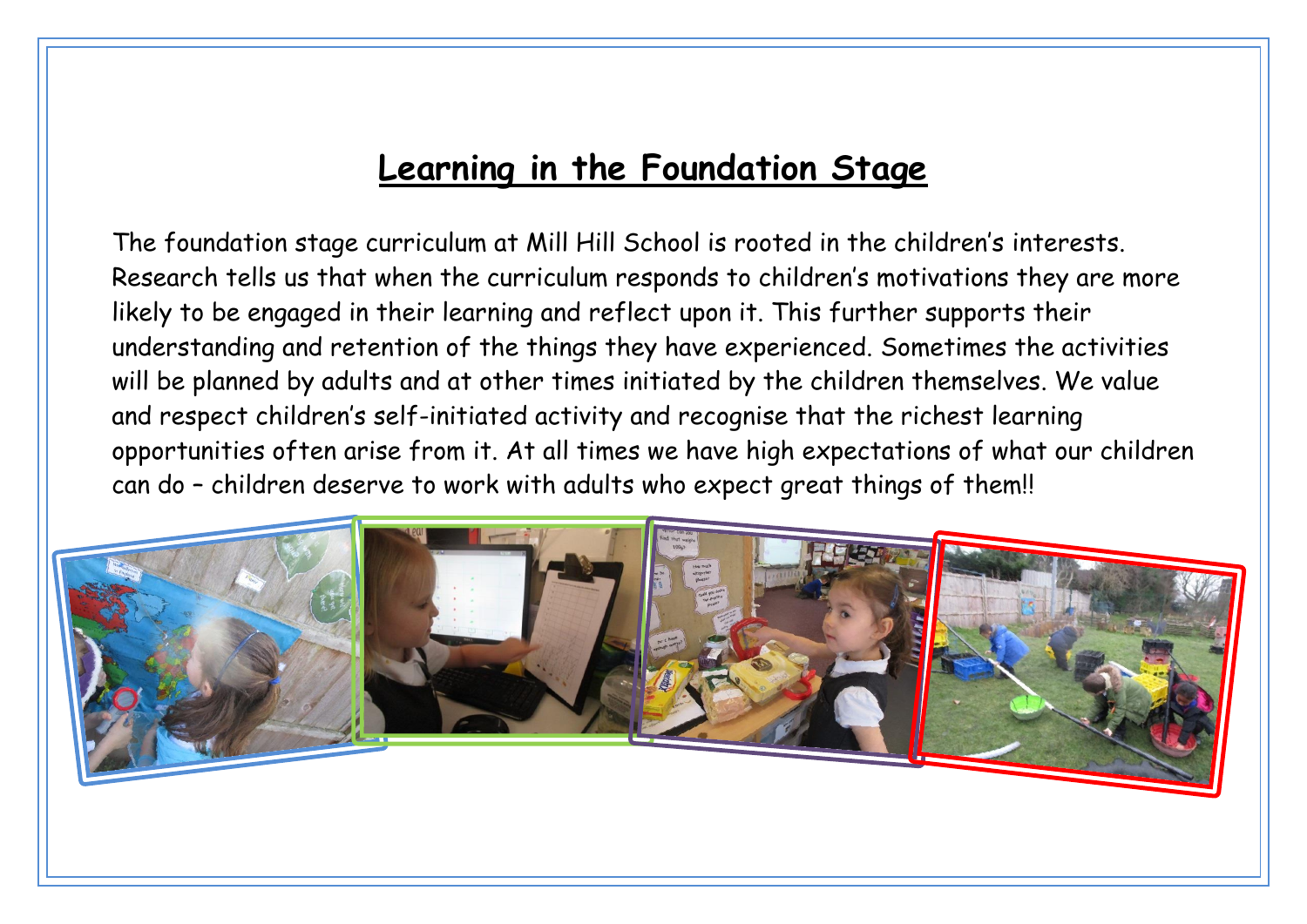# Learning in the Foundation Stage

The foundation stage curriculum at Mill Hill School is rooted in the children's interests. Research tells us that when the curriculum responds to children's motivations they are more likely to be engaged in their learning and reflect upon it. This further supports their understanding and retention of the things they have experienced. Sometimes the activities will be planned by adults and at other times initiated by the children themselves. We value and respect children's self-initiated activity and recognise that the richest learning opportunities often arise from it. At all times we have high expectations of what our children can do – children deserve to work with adults who expect great things of them!!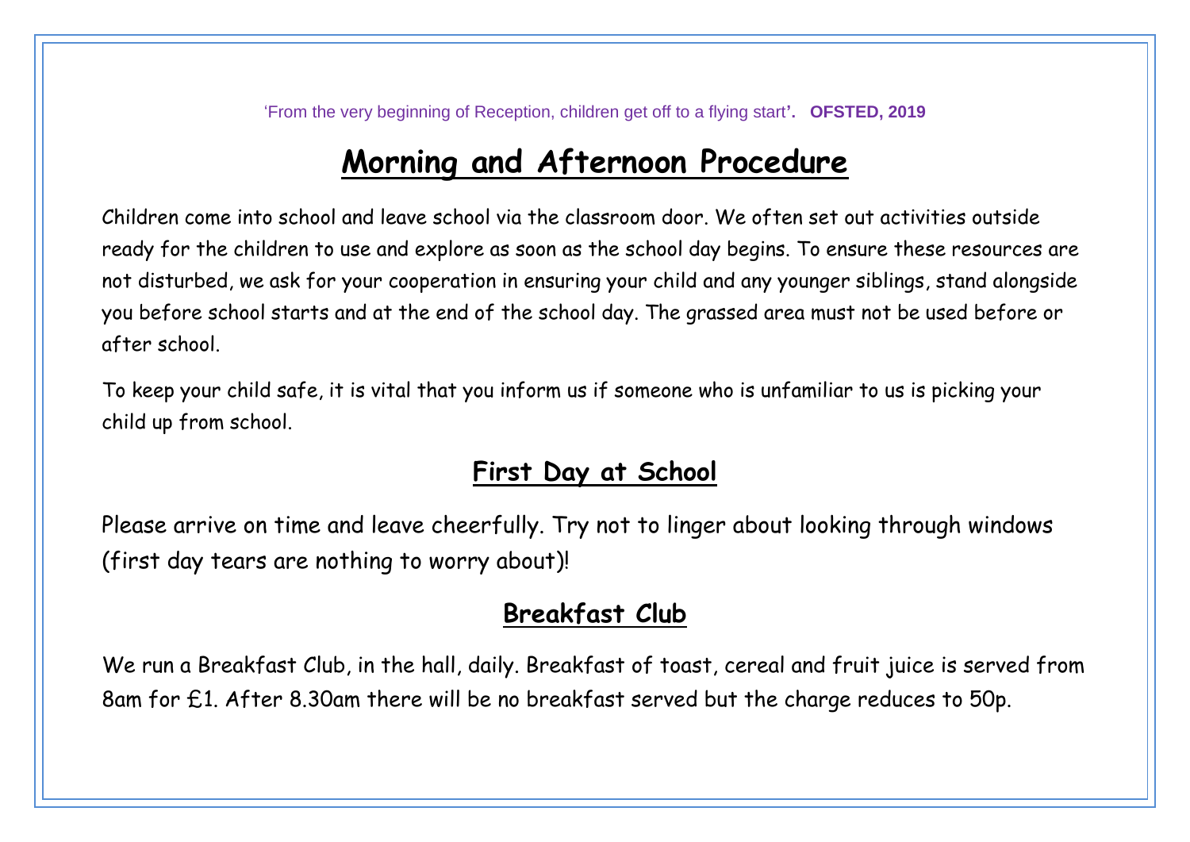'From the very beginning of Reception, children get off to a flying start'. **OFSTED, 2019**

# Morning and Afternoon Procedure

Children come into school and leave school via the classroom door. We often set out activities outside ready for the children to use and explore as soon as the school day begins. To ensure these resources are not disturbed, we ask for your cooperation in ensuring your child and any younger siblings, stand alongside you before school starts and at the end of the school day. The grassed area must not be used before or after school.

To keep your child safe, it is vital that you inform us if someone who is unfamiliar to us is picking your child up from school.

## First Day at School

Please arrive on time and leave cheerfully. Try not to linger about looking through windows (first day tears are nothing to worry about)!

## Breakfast Club

We run a Breakfast Club, in the hall, daily. Breakfast of toast, cereal and fruit juice is served from 8am for £1. After 8.30am there will be no breakfast served but the charge reduces to 50p.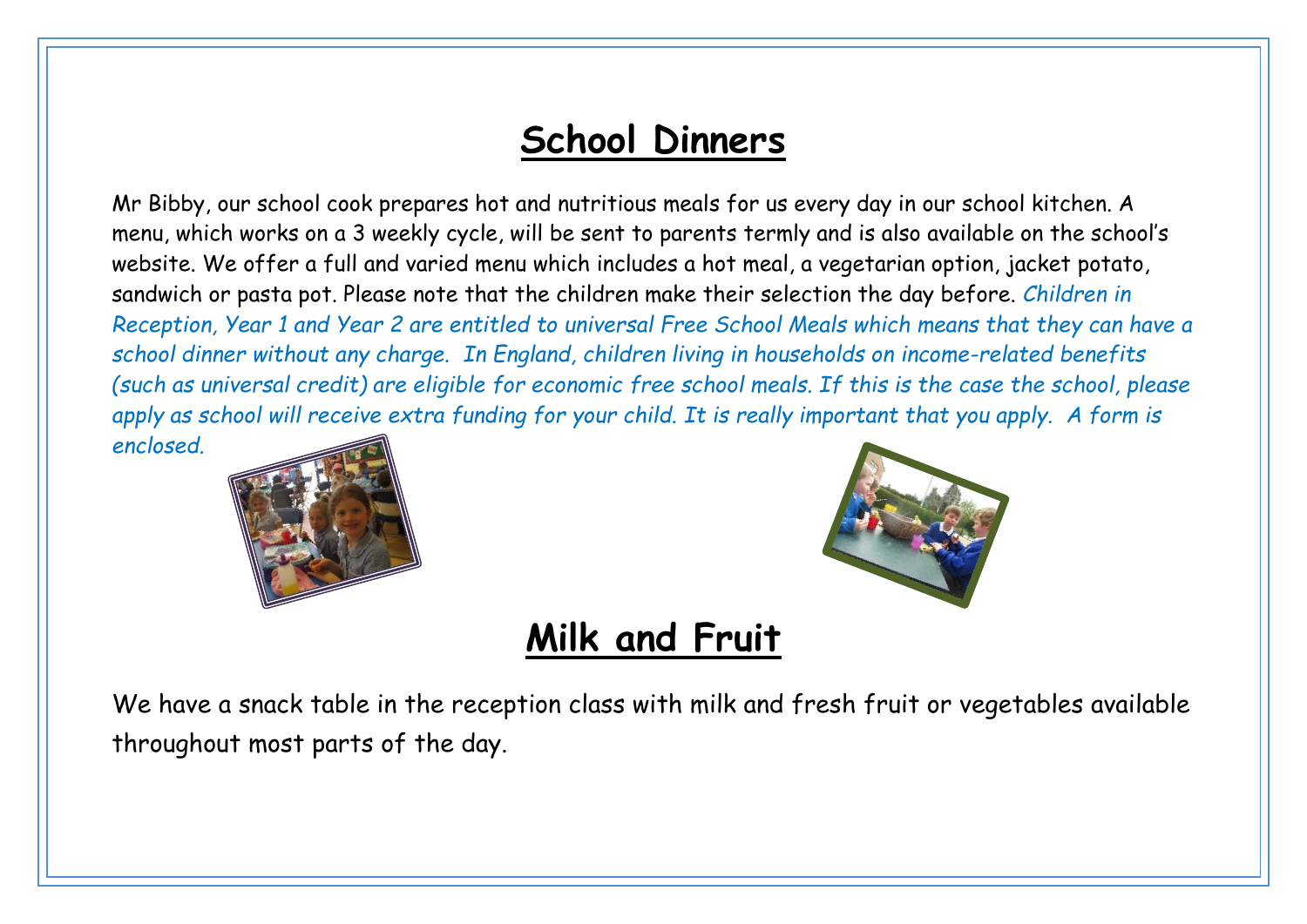## School Dinners

Mr Bibby, our school cook prepares hot and nutritious meals for us every day in our school kitchen. A menu, which works on a 3 weekly cycle, will be sent to parents termly and is also available on the school's website. We offer a full and varied menu which includes a hot meal, a vegetarian option, jacket potato, sandwich or pasta pot. Please note that the children make their selection the day before. *Children in Reception, Year 1 and Year 2 are entitled to universal Free School Meals which means that they can have a school dinner without any charge. In England, children living in households on income-related benefits (such as universal credit) are eligible for economic free school meals. If this is the case the school, please apply as school will receive extra funding for your child. It is really important that you apply. A form is enclosed.*

## Milk and Fruit

We have a snack table in the reception class with milk and fresh fruit or vegetables available throughout most parts of the day.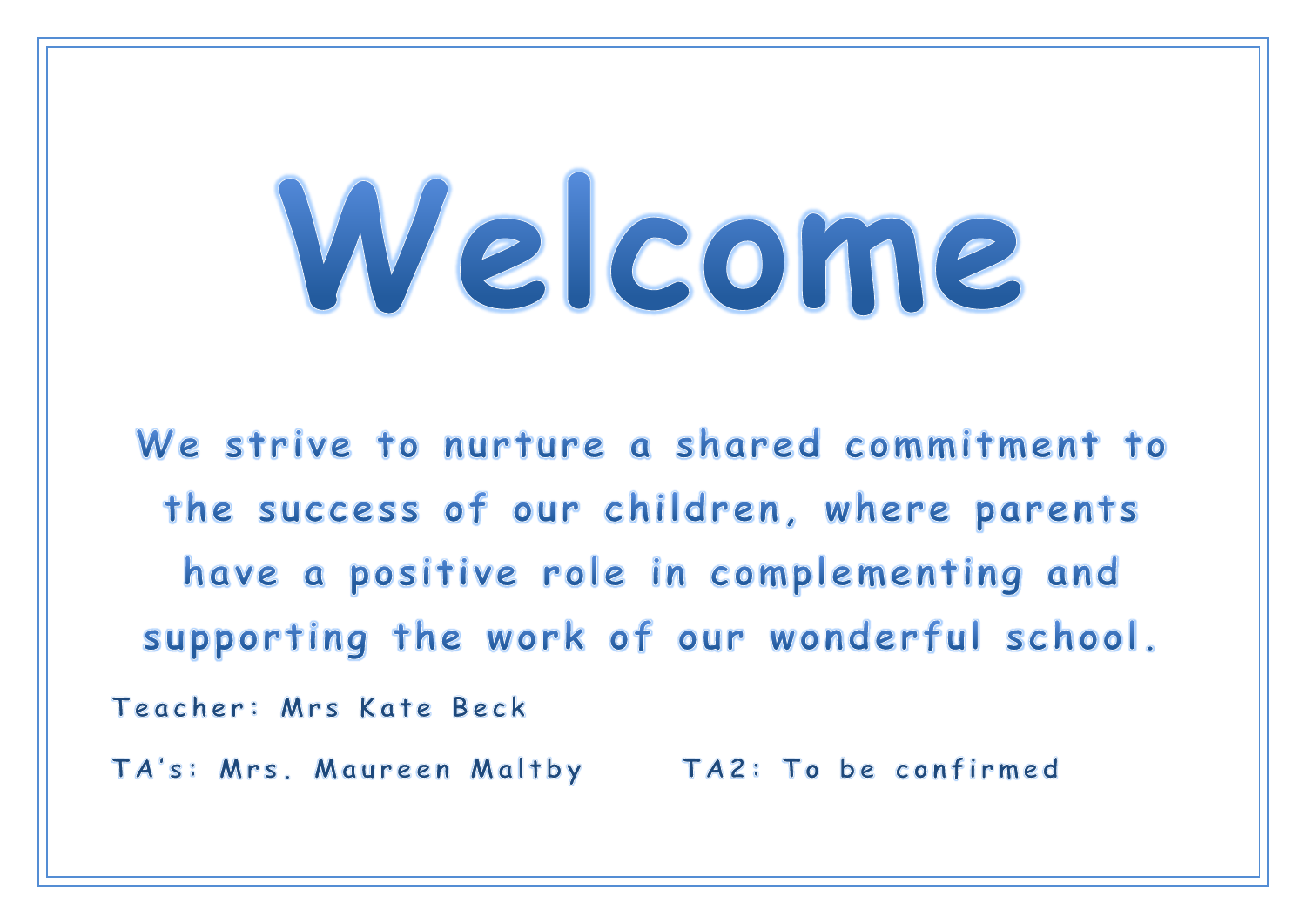# Welcome

We strive to nurture a shared commitment to the success of our children, where parents have a positive role in complementing and supporting the work of our wonderful school.

Teacher: Mrs Kate Beck

TA's: Mrs. Maureen Maltby TA2: To be confirmed